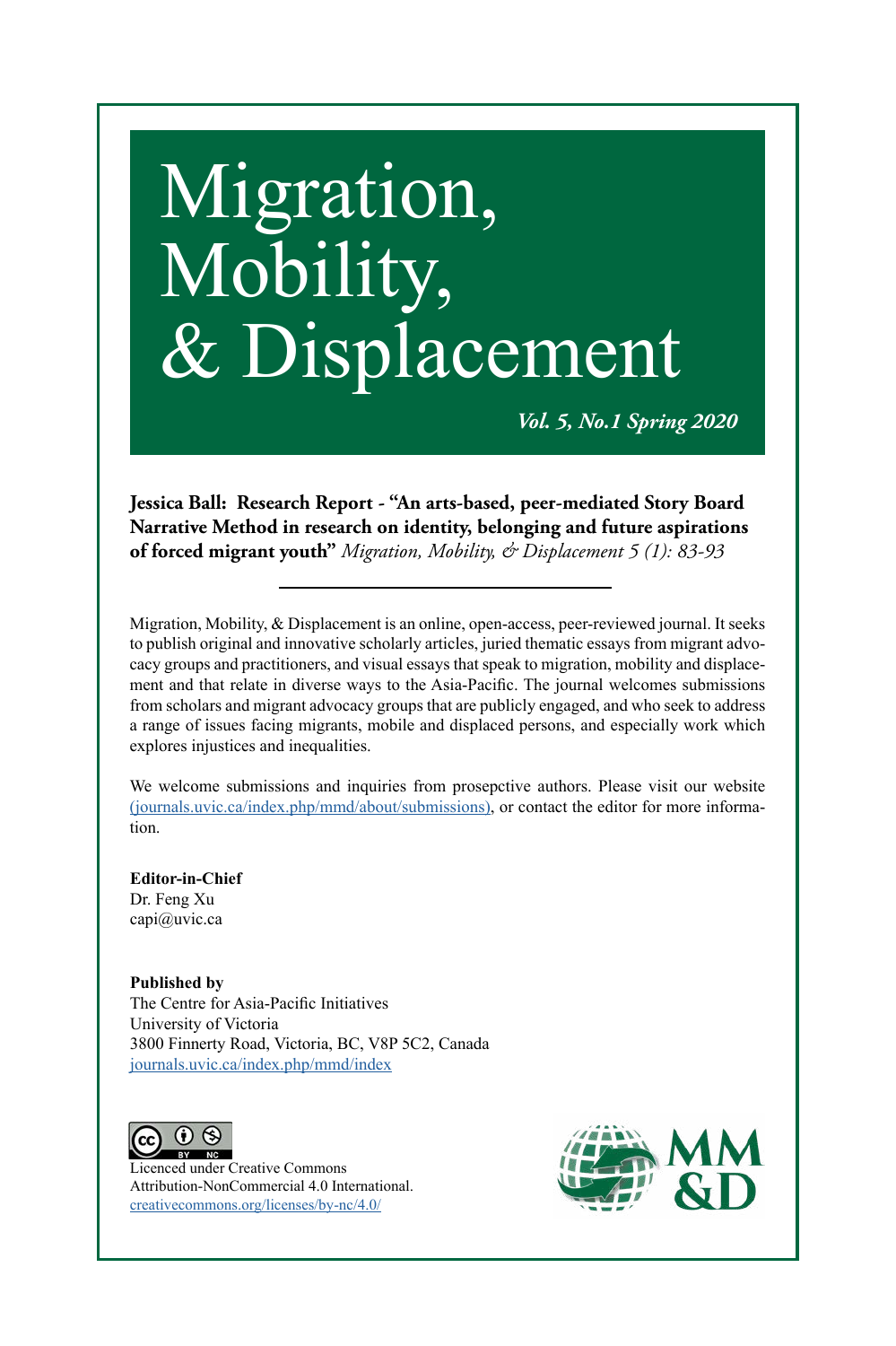# Migration, Mobility, & Displacement

*Vol. 5, No.1 Spring 2020*

**Jessica Ball: Research Report - "An arts-based, peer-mediated Story Board Narrative Method in research on identity, belonging and future aspirations of forced migrant youth"** *Migration, Mobility, & Displacement 5 (1): 83-93*

---

Migration, Mobility, & Displacement is an online, open-access, peer-reviewed journal. It seeks to publish original and innovative scholarly articles, juried thematic essays from migrant advocacy groups and practitioners, and visual essays that speak to migration, mobility and displacement and that relate in diverse ways to the Asia-Pacific. The journal welcomes submissions from scholars and migrant advocacy groups that are publicly engaged, and who seek to address a range of issues facing migrants, mobile and displaced persons, and especially work which explores injustices and inequalities.

We welcome submissions and inquiries from prosepctive authors. Please visit our website (journals.uvic.ca/index.php/mmd/about/submissions), or contact the editor for more information.

**Editor-in-Chief**
Dr. Feng Xu
capi@uvic.ca

**Published by**
The Centre for Asia-Pacific Initiatives
University of Victoria
3800 Finnerty Road, Victoria, BC, V8P 5C2, Canada
journals.uvic.ca/index.php/mmd/index

Licenced under Creative Commons Attribution-NonCommercial 4.0 International.
creativecommons.org/licenses/by-nc/4.0/

MM &D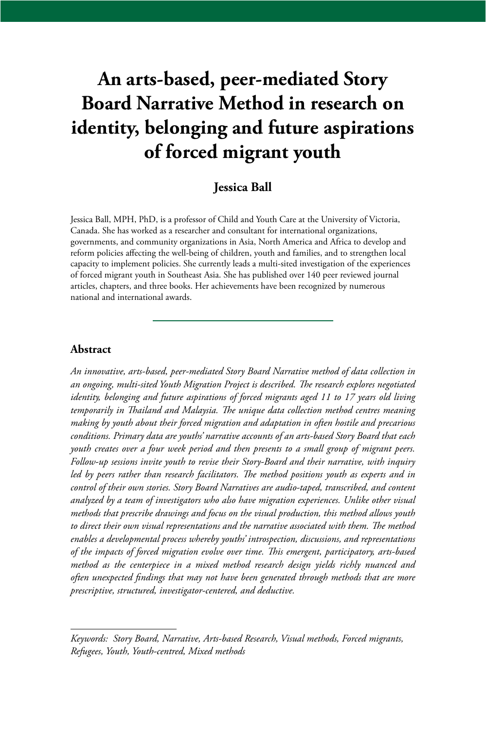# An arts-based, peer-mediated Story Board Narrative Method in research on identity, belonging and future aspirations of forced migrant youth

## Jessica Ball

Jessica Ball, MPH, PhD, is a professor of Child and Youth Care at the University of Victoria, Canada. She has worked as a researcher and consultant for international organizations, governments, and community organizations in Asia, North America and Africa to develop and reform policies affecting the well-being of children, youth and families, and to strengthen local capacity to implement policies. She currently leads a multi-sited investigation of the experiences of forced migrant youth in Southeast Asia. She has published over 140 peer reviewed journal articles, chapters, and three books. Her achievements have been recognized by numerous national and international awards.

---

### Abstract

*An innovative, arts-based, peer-mediated Story Board Narrative method of data collection in an ongoing, multi-sited Youth Migration Project is described. The research explores negotiated identity, belonging and future aspirations of forced migrants aged 11 to 17 years old living temporarily in Thailand and Malaysia. The unique data collection method centres meaning making by youth about their forced migration and adaptation in often hostile and precarious conditions. Primary data are youths' narrative accounts of an arts-based Story Board that each youth creates over a four week period and then presents to a small group of migrant peers. Follow-up sessions invite youth to revise their Story-Board and their narrative, with inquiry led by peers rather than research facilitators. The method positions youth as experts and in control of their own stories. Story Board Narratives are audio-taped, transcribed, and content analyzed by a team of investigators who also have migration experiences. Unlike other visual methods that prescribe drawings and focus on the visual production, this method allows youth to direct their own visual representations and the narrative associated with them. The method enables a developmental process whereby youths' introspection, discussions, and representations of the impacts of forced migration evolve over time. This emergent, participatory, arts-based method as the centerpiece in a mixed method research design yields richly nuanced and often unexpected findings that may not have been generated through methods that are more prescriptive, structured, investigator-centered, and deductive.*

---

*Keywords: Story Board, Narrative, Arts-based Research, Visual methods, Forced migrants, Refugees, Youth, Youth-centred, Mixed methods*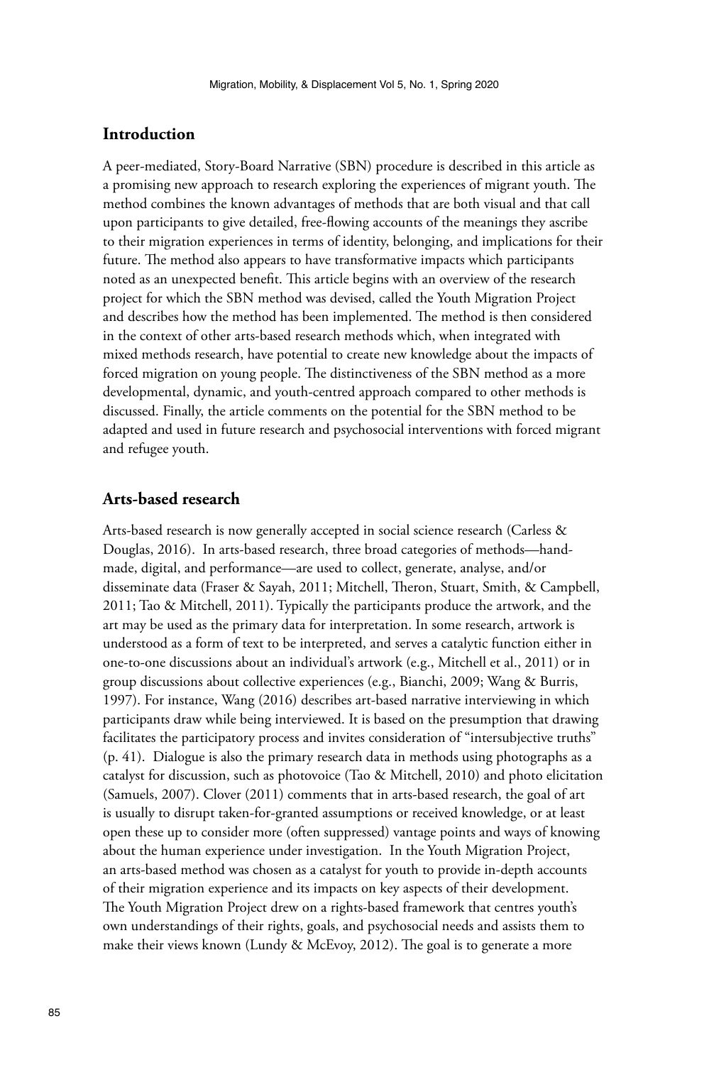## Introduction

A peer-mediated, Story-Board Narrative (SBN) procedure is described in this article as a promising new approach to research exploring the experiences of migrant youth. The method combines the known advantages of methods that are both visual and that call upon participants to give detailed, free-flowing accounts of the meanings they ascribe to their migration experiences in terms of identity, belonging, and implications for their future. The method also appears to have transformative impacts which participants noted as an unexpected benefit. This article begins with an overview of the research project for which the SBN method was devised, called the Youth Migration Project and describes how the method has been implemented. The method is then considered in the context of other arts-based research methods which, when integrated with mixed methods research, have potential to create new knowledge about the impacts of forced migration on young people. The distinctiveness of the SBN method as a more developmental, dynamic, and youth-centred approach compared to other methods is discussed. Finally, the article comments on the potential for the SBN method to be adapted and used in future research and psychosocial interventions with forced migrant and refugee youth.

## Arts-based research

Arts-based research is now generally accepted in social science research (Carless & Douglas, 2016). In arts-based research, three broad categories of methods—hand-made, digital, and performance—are used to collect, generate, analyse, and/or disseminate data (Fraser & Sayah, 2011; Mitchell, Theron, Stuart, Smith, & Campbell, 2011; Tao & Mitchell, 2011). Typically the participants produce the artwork, and the art may be used as the primary data for interpretation. In some research, artwork is understood as a form of text to be interpreted, and serves a catalytic function either in one-to-one discussions about an individual's artwork (e.g., Mitchell et al., 2011) or in group discussions about collective experiences (e.g., Bianchi, 2009; Wang & Burris, 1997). For instance, Wang (2016) describes art-based narrative interviewing in which participants draw while being interviewed. It is based on the presumption that drawing facilitates the participatory process and invites consideration of "intersubjective truths" (p. 41). Dialogue is also the primary research data in methods using photographs as a catalyst for discussion, such as photovoice (Tao & Mitchell, 2010) and photo elicitation (Samuels, 2007). Clover (2011) comments that in arts-based research, the goal of art is usually to disrupt taken-for-granted assumptions or received knowledge, or at least open these up to consider more (often suppressed) vantage points and ways of knowing about the human experience under investigation. In the Youth Migration Project, an arts-based method was chosen as a catalyst for youth to provide in-depth accounts of their migration experience and its impacts on key aspects of their development. The Youth Migration Project drew on a rights-based framework that centres youth's own understandings of their rights, goals, and psychosocial needs and assists them to make their views known (Lundy & McEvoy, 2012). The goal is to generate a more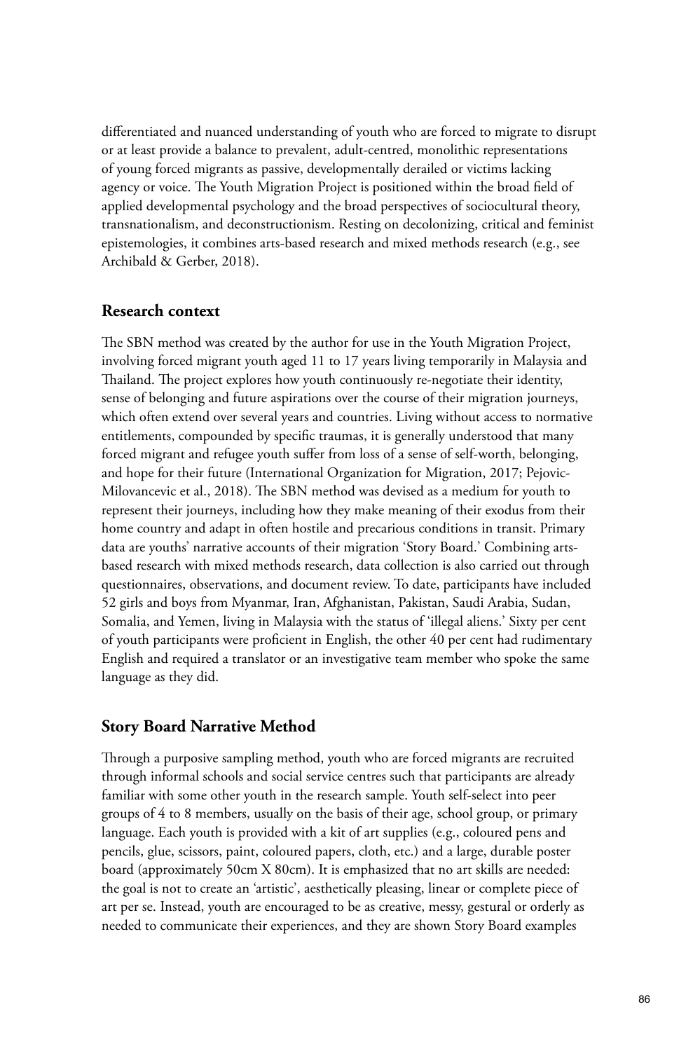differentiated and nuanced understanding of youth who are forced to migrate to disrupt or at least provide a balance to prevalent, adult-centred, monolithic representations of young forced migrants as passive, developmentally derailed or victims lacking agency or voice. The Youth Migration Project is positioned within the broad field of applied developmental psychology and the broad perspectives of sociocultural theory, transnationalism, and deconstructionism. Resting on decolonizing, critical and feminist epistemologies, it combines arts-based research and mixed methods research (e.g., see Archibald & Gerber, 2018).

## Research context

The SBN method was created by the author for use in the Youth Migration Project, involving forced migrant youth aged 11 to 17 years living temporarily in Malaysia and Thailand. The project explores how youth continuously re-negotiate their identity, sense of belonging and future aspirations over the course of their migration journeys, which often extend over several years and countries. Living without access to normative entitlements, compounded by specific traumas, it is generally understood that many forced migrant and refugee youth suffer from loss of a sense of self-worth, belonging, and hope for their future (International Organization for Migration, 2017; Pejovic-Milovancevic et al., 2018). The SBN method was devised as a medium for youth to represent their journeys, including how they make meaning of their exodus from their home country and adapt in often hostile and precarious conditions in transit. Primary data are youths' narrative accounts of their migration 'Story Board.' Combining arts-based research with mixed methods research, data collection is also carried out through questionnaires, observations, and document review. To date, participants have included 52 girls and boys from Myanmar, Iran, Afghanistan, Pakistan, Saudi Arabia, Sudan, Somalia, and Yemen, living in Malaysia with the status of 'illegal aliens.' Sixty per cent of youth participants were proficient in English, the other 40 per cent had rudimentary English and required a translator or an investigative team member who spoke the same language as they did.

## Story Board Narrative Method

Through a purposive sampling method, youth who are forced migrants are recruited through informal schools and social service centres such that participants are already familiar with some other youth in the research sample. Youth self-select into peer groups of 4 to 8 members, usually on the basis of their age, school group, or primary language. Each youth is provided with a kit of art supplies (e.g., coloured pens and pencils, glue, scissors, paint, coloured papers, cloth, etc.) and a large, durable poster board (approximately 50cm X 80cm). It is emphasized that no art skills are needed: the goal is not to create an 'artistic', aesthetically pleasing, linear or complete piece of art per se. Instead, youth are encouraged to be as creative, messy, gestural or orderly as needed to communicate their experiences, and they are shown Story Board examples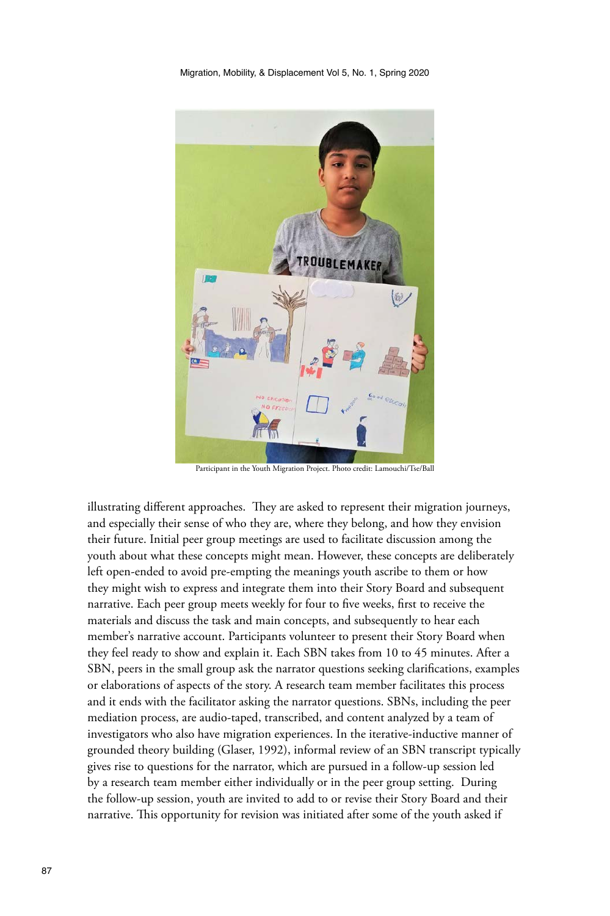Participant in the Youth Migration Project. Photo credit: Lamouchi/Tse/Ball

illustrating different approaches. They are asked to represent their migration journeys, and especially their sense of who they are, where they belong, and how they envision their future. Initial peer group meetings are used to facilitate discussion among the youth about what these concepts might mean. However, these concepts are deliberately left open-ended to avoid pre-empting the meanings youth ascribe to them or how they might wish to express and integrate them into their Story Board and subsequent narrative. Each peer group meets weekly for four to five weeks, first to receive the materials and discuss the task and main concepts, and subsequently to hear each member's narrative account. Participants volunteer to present their Story Board when they feel ready to show and explain it. Each SBN takes from 10 to 45 minutes. After a SBN, peers in the small group ask the narrator questions seeking clarifications, examples or elaborations of aspects of the story. A research team member facilitates this process and it ends with the facilitator asking the narrator questions. SBNs, including the peer mediation process, are audio-taped, transcribed, and content analyzed by a team of investigators who also have migration experiences. In the iterative-inductive manner of grounded theory building (Glaser, 1992), informal review of an SBN transcript typically gives rise to questions for the narrator, which are pursued in a follow-up session led by a research team member either individually or in the peer group setting. During the follow-up session, youth are invited to add to or revise their Story Board and their narrative. This opportunity for revision was initiated after some of the youth asked if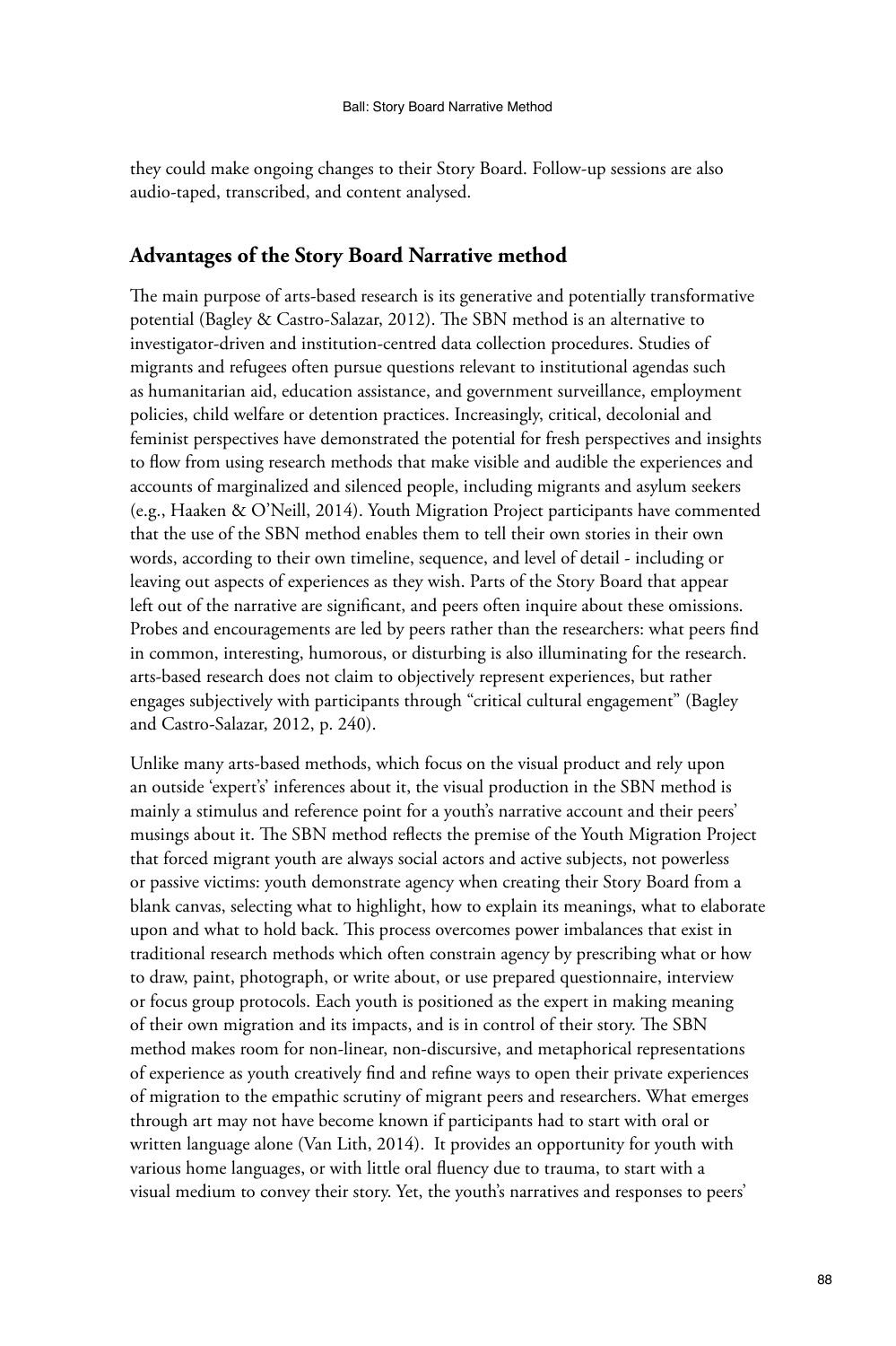they could make ongoing changes to their Story Board. Follow-up sessions are also audio-taped, transcribed, and content analysed.

## Advantages of the Story Board Narrative method

The main purpose of arts-based research is its generative and potentially transformative potential (Bagley & Castro-Salazar, 2012). The SBN method is an alternative to investigator-driven and institution-centred data collection procedures. Studies of migrants and refugees often pursue questions relevant to institutional agendas such as humanitarian aid, education assistance, and government surveillance, employment policies, child welfare or detention practices. Increasingly, critical, decolonial and feminist perspectives have demonstrated the potential for fresh perspectives and insights to flow from using research methods that make visible and audible the experiences and accounts of marginalized and silenced people, including migrants and asylum seekers (e.g., Haaken & O'Neill, 2014). Youth Migration Project participants have commented that the use of the SBN method enables them to tell their own stories in their own words, according to their own timeline, sequence, and level of detail - including or leaving out aspects of experiences as they wish. Parts of the Story Board that appear left out of the narrative are significant, and peers often inquire about these omissions. Probes and encouragements are led by peers rather than the researchers: what peers find in common, interesting, humorous, or disturbing is also illuminating for the research. arts-based research does not claim to objectively represent experiences, but rather engages subjectively with participants through "critical cultural engagement" (Bagley and Castro-Salazar, 2012, p. 240).

Unlike many arts-based methods, which focus on the visual product and rely upon an outside 'expert's' inferences about it, the visual production in the SBN method is mainly a stimulus and reference point for a youth's narrative account and their peers' musings about it. The SBN method reflects the premise of the Youth Migration Project that forced migrant youth are always social actors and active subjects, not powerless or passive victims: youth demonstrate agency when creating their Story Board from a blank canvas, selecting what to highlight, how to explain its meanings, what to elaborate upon and what to hold back. This process overcomes power imbalances that exist in traditional research methods which often constrain agency by prescribing what or how to draw, paint, photograph, or write about, or use prepared questionnaire, interview or focus group protocols. Each youth is positioned as the expert in making meaning of their own migration and its impacts, and is in control of their story. The SBN method makes room for non-linear, non-discursive, and metaphorical representations of experience as youth creatively find and refine ways to open their private experiences of migration to the empathic scrutiny of migrant peers and researchers. What emerges through art may not have become known if participants had to start with oral or written language alone (Van Lith, 2014). It provides an opportunity for youth with various home languages, or with little oral fluency due to trauma, to start with a visual medium to convey their story. Yet, the youth's narratives and responses to peers'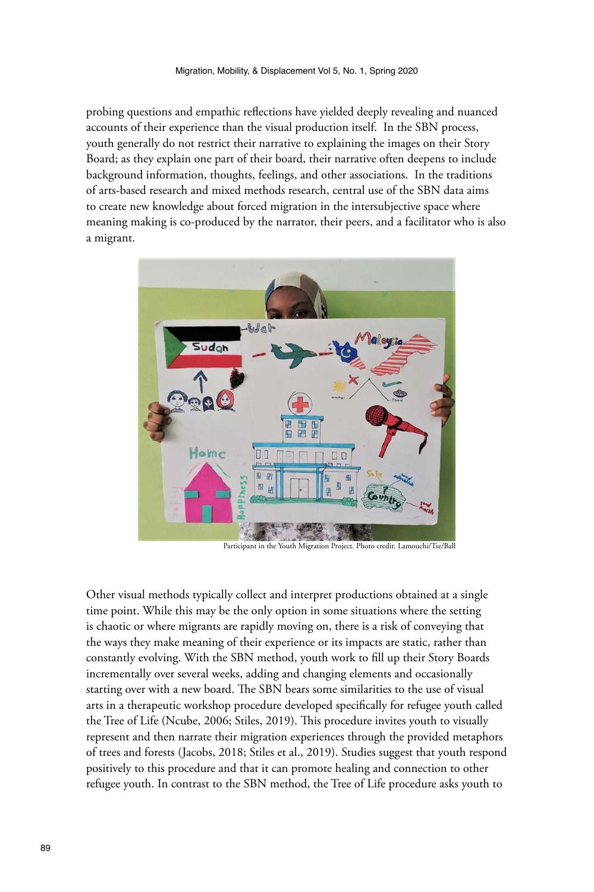probing questions and empathic reflections have yielded deeply revealing and nuanced accounts of their experience than the visual production itself. In the SBN process, youth generally do not restrict their narrative to explaining the images on their Story Board; as they explain one part of their board, their narrative often deepens to include background information, thoughts, feelings, and other associations. In the traditions of arts-based research and mixed methods research, central use of the SBN data aims to create new knowledge about forced migration in the intersubjective space where meaning making is co-produced by the narrator, their peers, and a facilitator who is also a migrant.

Participant in the Youth Migration Project. Photo credit: Lamouchi/Tse/Ball

Other visual methods typically collect and interpret productions obtained at a single time point. While this may be the only option in some situations where the setting is chaotic or where migrants are rapidly moving on, there is a risk of conveying that the ways they make meaning of their experience or its impacts are static, rather than constantly evolving. With the SBN method, youth work to fill up their Story Boards incrementally over several weeks, adding and changing elements and occasionally starting over with a new board. The SBN bears some similarities to the use of visual arts in a therapeutic workshop procedure developed specifically for refugee youth called the Tree of Life (Ncube, 2006; Stiles, 2019). This procedure invites youth to visually represent and then narrate their migration experiences through the provided metaphors of trees and forests (Jacobs, 2018; Stiles et al., 2019). Studies suggest that youth respond positively to this procedure and that it can promote healing and connection to other refugee youth. In contrast to the SBN method, the Tree of Life procedure asks youth to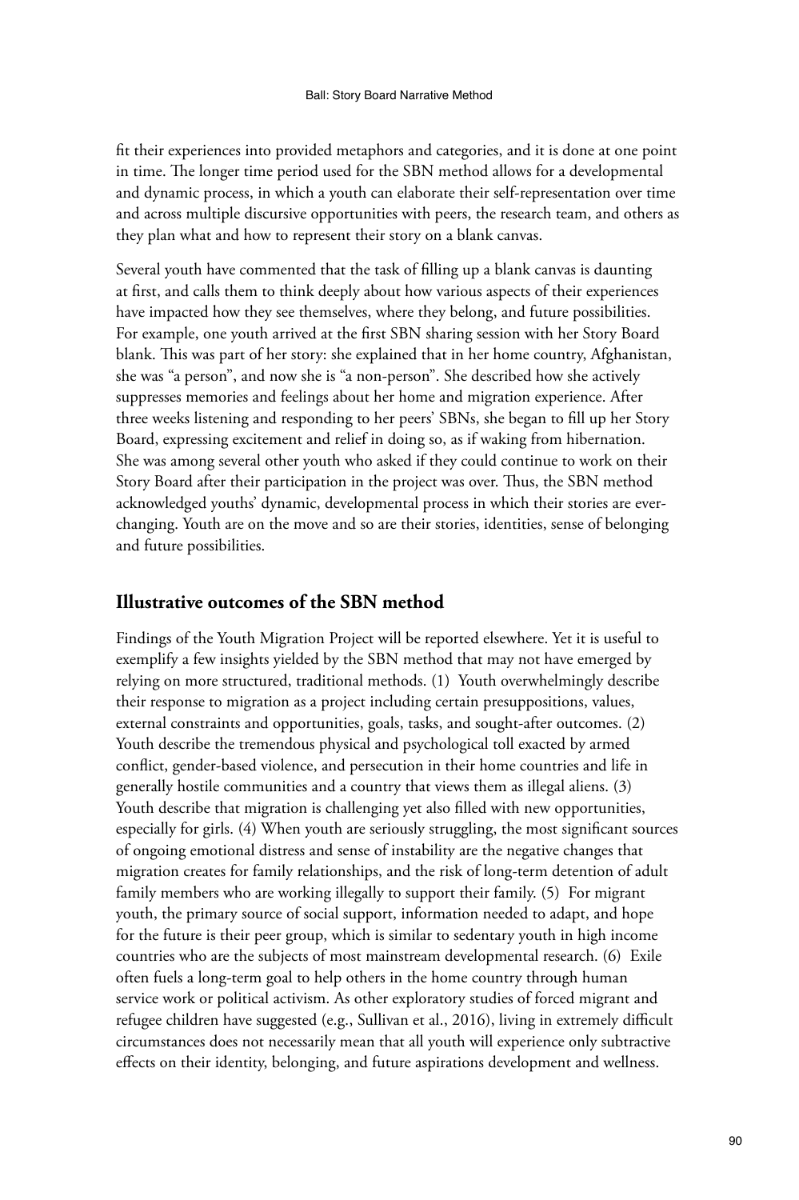fit their experiences into provided metaphors and categories, and it is done at one point in time. The longer time period used for the SBN method allows for a developmental and dynamic process, in which a youth can elaborate their self-representation over time and across multiple discursive opportunities with peers, the research team, and others as they plan what and how to represent their story on a blank canvas.

Several youth have commented that the task of filling up a blank canvas is daunting at first, and calls them to think deeply about how various aspects of their experiences have impacted how they see themselves, where they belong, and future possibilities. For example, one youth arrived at the first SBN sharing session with her Story Board blank. This was part of her story: she explained that in her home country, Afghanistan, she was "a person", and now she is "a non-person". She described how she actively suppresses memories and feelings about her home and migration experience. After three weeks listening and responding to her peers' SBNs, she began to fill up her Story Board, expressing excitement and relief in doing so, as if waking from hibernation. She was among several other youth who asked if they could continue to work on their Story Board after their participation in the project was over. Thus, the SBN method acknowledged youths' dynamic, developmental process in which their stories are ever-changing. Youth are on the move and so are their stories, identities, sense of belonging and future possibilities.

## Illustrative outcomes of the SBN method

Findings of the Youth Migration Project will be reported elsewhere. Yet it is useful to exemplify a few insights yielded by the SBN method that may not have emerged by relying on more structured, traditional methods. (1) Youth overwhelmingly describe their response to migration as a project including certain presuppositions, values, external constraints and opportunities, goals, tasks, and sought-after outcomes. (2) Youth describe the tremendous physical and psychological toll exacted by armed conflict, gender-based violence, and persecution in their home countries and life in generally hostile communities and a country that views them as illegal aliens. (3) Youth describe that migration is challenging yet also filled with new opportunities, especially for girls. (4) When youth are seriously struggling, the most significant sources of ongoing emotional distress and sense of instability are the negative changes that migration creates for family relationships, and the risk of long-term detention of adult family members who are working illegally to support their family. (5) For migrant youth, the primary source of social support, information needed to adapt, and hope for the future is their peer group, which is similar to sedentary youth in high income countries who are the subjects of most mainstream developmental research. (6) Exile often fuels a long-term goal to help others in the home country through human service work or political activism. As other exploratory studies of forced migrant and refugee children have suggested (e.g., Sullivan et al., 2016), living in extremely difficult circumstances does not necessarily mean that all youth will experience only subtractive effects on their identity, belonging, and future aspirations development and wellness.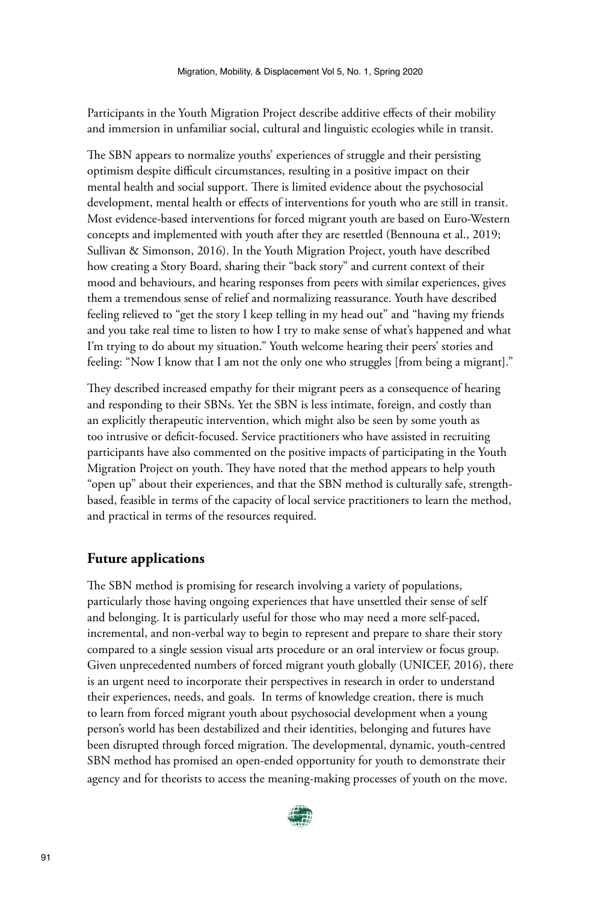Participants in the Youth Migration Project describe additive effects of their mobility and immersion in unfamiliar social, cultural and linguistic ecologies while in transit.

The SBN appears to normalize youths' experiences of struggle and their persisting optimism despite difficult circumstances, resulting in a positive impact on their mental health and social support. There is limited evidence about the psychosocial development, mental health or effects of interventions for youth who are still in transit. Most evidence-based interventions for forced migrant youth are based on Euro-Western concepts and implemented with youth after they are resettled (Bennouna et al., 2019; Sullivan & Simonson, 2016). In the Youth Migration Project, youth have described how creating a Story Board, sharing their "back story" and current context of their mood and behaviours, and hearing responses from peers with similar experiences, gives them a tremendous sense of relief and normalizing reassurance. Youth have described feeling relieved to "get the story I keep telling in my head out" and "having my friends and you take real time to listen to how I try to make sense of what's happened and what I'm trying to do about my situation." Youth welcome hearing their peers' stories and feeling: "Now I know that I am not the only one who struggles [from being a migrant]."

They described increased empathy for their migrant peers as a consequence of hearing and responding to their SBNs. Yet the SBN is less intimate, foreign, and costly than an explicitly therapeutic intervention, which might also be seen by some youth as too intrusive or deficit-focused. Service practitioners who have assisted in recruiting participants have also commented on the positive impacts of participating in the Youth Migration Project on youth. They have noted that the method appears to help youth "open up" about their experiences, and that the SBN method is culturally safe, strength-based, feasible in terms of the capacity of local service practitioners to learn the method, and practical in terms of the resources required.

## Future applications

The SBN method is promising for research involving a variety of populations, particularly those having ongoing experiences that have unsettled their sense of self and belonging. It is particularly useful for those who may need a more self-paced, incremental, and non-verbal way to begin to represent and prepare to share their story compared to a single session visual arts procedure or an oral interview or focus group. Given unprecedented numbers of forced migrant youth globally (UNICEF, 2016), there is an urgent need to incorporate their perspectives in research in order to understand their experiences, needs, and goals. In terms of knowledge creation, there is much to learn from forced migrant youth about psychosocial development when a young person's world has been destabilized and their identities, belonging and futures have been disrupted through forced migration. The developmental, dynamic, youth-centred SBN method has promised an open-ended opportunity for youth to demonstrate their agency and for theorists to access the meaning-making processes of youth on the move.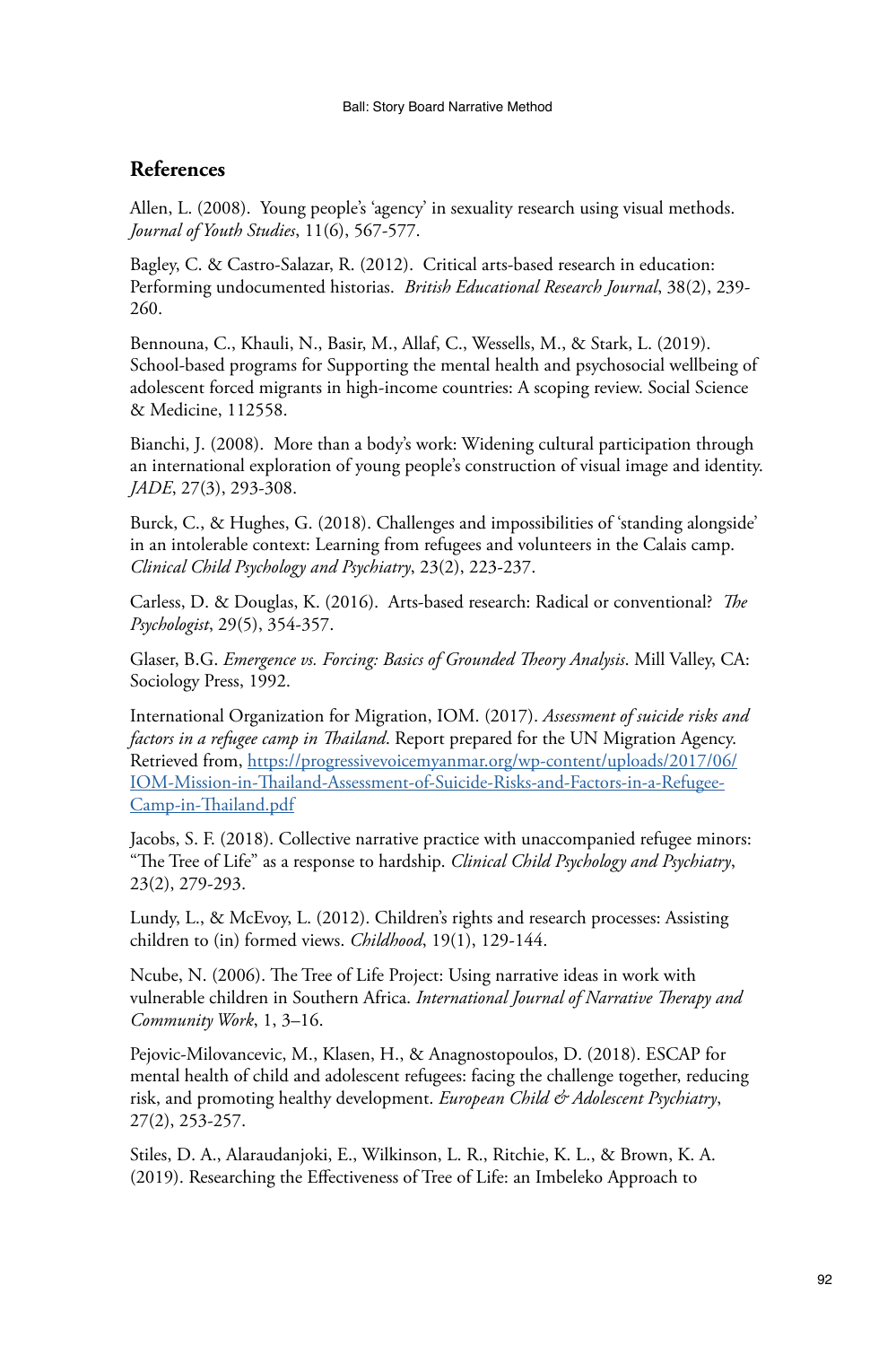## References

Allen, L. (2008). Young people's 'agency' in sexuality research using visual methods. *Journal of Youth Studies*, 11(6), 567-577.

Bagley, C. & Castro-Salazar, R. (2012). Critical arts-based research in education: Performing undocumented historias. *British Educational Research Journal*, 38(2), 239-260.

Bennouna, C., Khauli, N., Basir, M., Allaf, C., Wessells, M., & Stark, L. (2019). School-based programs for Supporting the mental health and psychosocial wellbeing of adolescent forced migrants in high-income countries: A scoping review. Social Science & Medicine, 112558.

Bianchi, J. (2008). More than a body's work: Widening cultural participation through an international exploration of young people's construction of visual image and identity. *JADE*, 27(3), 293-308.

Burck, C., & Hughes, G. (2018). Challenges and impossibilities of 'standing alongside' in an intolerable context: Learning from refugees and volunteers in the Calais camp. *Clinical Child Psychology and Psychiatry*, 23(2), 223-237.

Carless, D. & Douglas, K. (2016). Arts-based research: Radical or conventional? *The Psychologist*, 29(5), 354-357.

Glaser, B.G. *Emergence vs. Forcing: Basics of Grounded Theory Analysis*. Mill Valley, CA: Sociology Press, 1992.

International Organization for Migration, IOM. (2017). *Assessment of suicide risks and factors in a refugee camp in Thailand*. Report prepared for the UN Migration Agency. Retrieved from, https://progressivevoicemyanmar.org/wp-content/uploads/2017/06/IOM-Mission-in-Thailand-Assessment-of-Suicide-Risks-and-Factors-in-a-Refugee-Camp-in-Thailand.pdf

Jacobs, S. F. (2018). Collective narrative practice with unaccompanied refugee minors: "The Tree of Life" as a response to hardship. *Clinical Child Psychology and Psychiatry*, 23(2), 279-293.

Lundy, L., & McEvoy, L. (2012). Children's rights and research processes: Assisting children to (in) formed views. *Childhood*, 19(1), 129-144.

Ncube, N. (2006). The Tree of Life Project: Using narrative ideas in work with vulnerable children in Southern Africa. *International Journal of Narrative Therapy and Community Work*, 1, 3–16.

Pejovic-Milovancevic, M., Klasen, H., & Anagnostopoulos, D. (2018). ESCAP for mental health of child and adolescent refugees: facing the challenge together, reducing risk, and promoting healthy development. *European Child & Adolescent Psychiatry*, 27(2), 253-257.

Stiles, D. A., Alaraudanjoki, E., Wilkinson, L. R., Ritchie, K. L., & Brown, K. A. (2019). Researching the Effectiveness of Tree of Life: an Imbeleko Approach to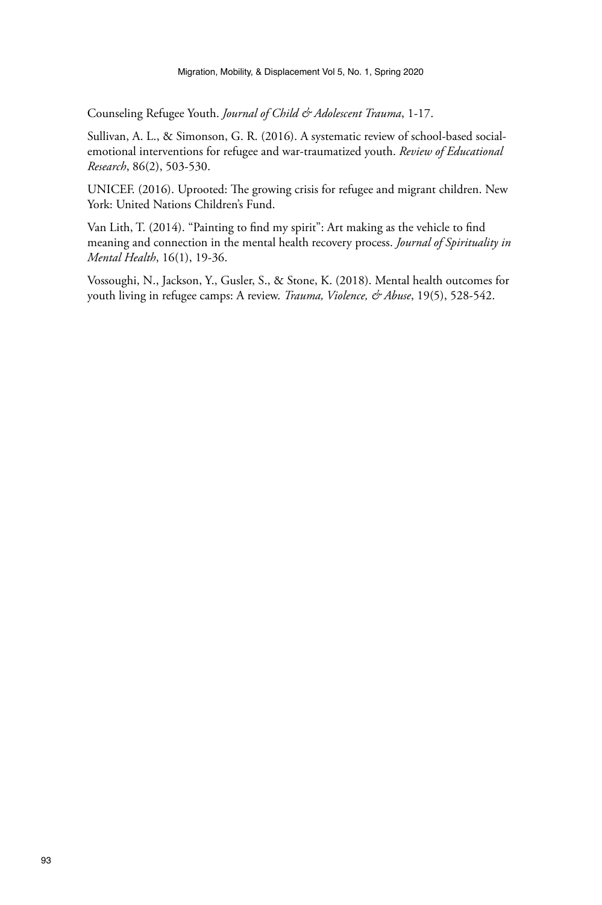Counseling Refugee Youth. *Journal of Child & Adolescent Trauma*, 1-17.

Sullivan, A. L., & Simonson, G. R. (2016). A systematic review of school-based social-emotional interventions for refugee and war-traumatized youth. *Review of Educational Research*, 86(2), 503-530.

UNICEF. (2016). Uprooted: The growing crisis for refugee and migrant children. New York: United Nations Children's Fund.

Van Lith, T. (2014). "Painting to find my spirit": Art making as the vehicle to find meaning and connection in the mental health recovery process. *Journal of Spirituality in Mental Health*, 16(1), 19-36.

Vossoughi, N., Jackson, Y., Gusler, S., & Stone, K. (2018). Mental health outcomes for youth living in refugee camps: A review. *Trauma, Violence, & Abuse*, 19(5), 528-542.